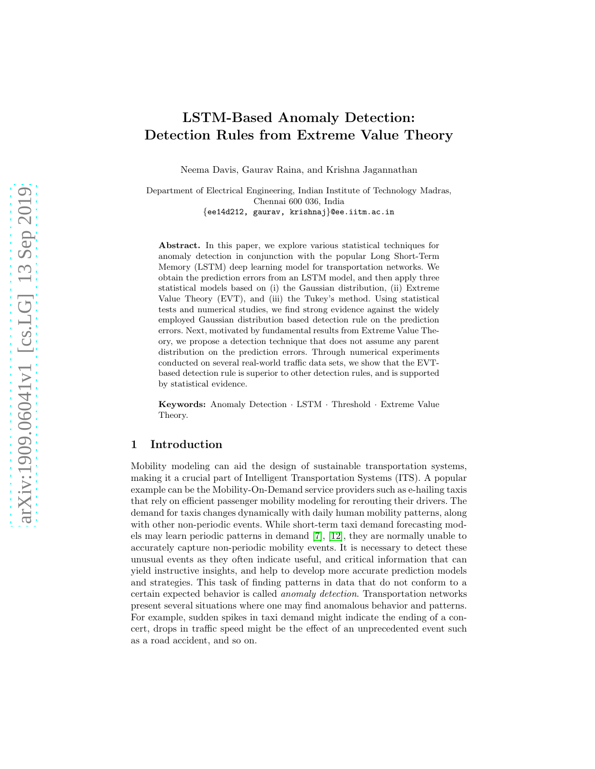# LSTM-Based Anomaly Detection: Detection Rules from Extreme Value Theory

Neema Davis, Gaurav Raina, and Krishna Jagannathan

Department of Electrical Engineering, Indian Institute of Technology Madras, Chennai 600 036, India
{ee14d212, gaurav, krishnaj}@ee.iitm.ac.in

**Abstract.** In this paper, we explore various statistical techniques for anomaly detection in conjunction with the popular Long Short-Term Memory (LSTM) deep learning model for transportation networks. We obtain the prediction errors from an LSTM model, and then apply three statistical models based on (i) the Gaussian distribution, (ii) Extreme Value Theory (EVT), and (iii) the Tukey's method. Using statistical tests and numerical studies, we find strong evidence against the widely employed Gaussian distribution based detection rule on the prediction errors. Next, motivated by fundamental results from Extreme Value Theory, we propose a detection technique that does not assume any parent distribution on the prediction errors. Through numerical experiments conducted on several real-world traffic data sets, we show that the EVT-based detection rule is superior to other detection rules, and is supported by statistical evidence.

**Keywords:** Anomaly Detection · LSTM · Threshold · Extreme Value Theory.

## 1 Introduction

Mobility modeling can aid the design of sustainable transportation systems, making it a crucial part of Intelligent Transportation Systems (ITS). A popular example can be the Mobility-On-Demand service providers such as e-hailing taxis that rely on efficient passenger mobility modeling for rerouting their drivers. The demand for taxis changes dynamically with daily human mobility patterns, along with other non-periodic events. While short-term taxi demand forecasting models may learn periodic patterns in demand [7], [12], they are normally unable to accurately capture non-periodic mobility events. It is necessary to detect these unusual events as they often indicate useful, and critical information that can yield instructive insights, and help to develop more accurate prediction models and strategies. This task of finding patterns in data that do not conform to a certain expected behavior is called *anomaly detection*. Transportation networks present several situations where one may find anomalous behavior and patterns. For example, sudden spikes in taxi demand might indicate the ending of a concert, drops in traffic speed might be the effect of an unprecedented event such as a road accident, and so on.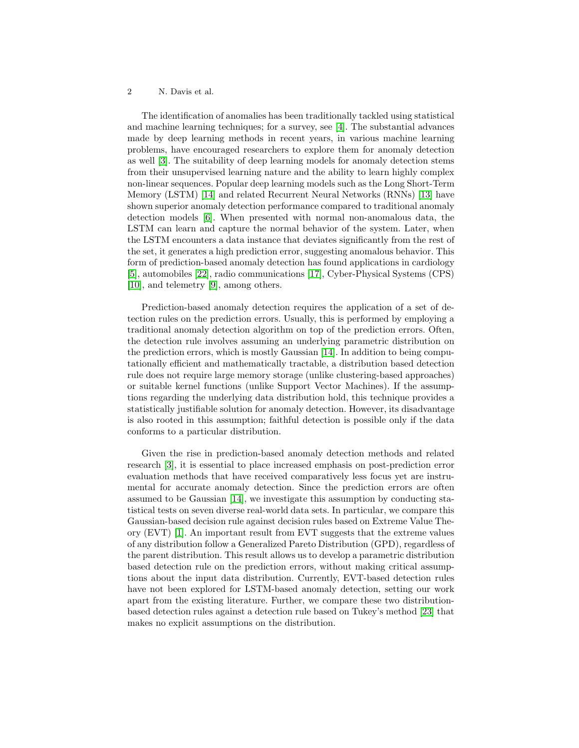The identification of anomalies has been traditionally tackled using statistical and machine learning techniques; for a survey, see [4]. The substantial advances made by deep learning methods in recent years, in various machine learning problems, have encouraged researchers to explore them for anomaly detection as well [3]. The suitability of deep learning models for anomaly detection stems from their unsupervised learning nature and the ability to learn highly complex non-linear sequences. Popular deep learning models such as the Long Short-Term Memory (LSTM) [14] and related Recurrent Neural Networks (RNNs) [13] have shown superior anomaly detection performance compared to traditional anomaly detection models [6]. When presented with normal non-anomalous data, the LSTM can learn and capture the normal behavior of the system. Later, when the LSTM encounters a data instance that deviates significantly from the rest of the set, it generates a high prediction error, suggesting anomalous behavior. This form of prediction-based anomaly detection has found applications in cardiology [5], automobiles [22], radio communications [17], Cyber-Physical Systems (CPS) [10], and telemetry [9], among others.

Prediction-based anomaly detection requires the application of a set of detection rules on the prediction errors. Usually, this is performed by employing a traditional anomaly detection algorithm on top of the prediction errors. Often, the detection rule involves assuming an underlying parametric distribution on the prediction errors, which is mostly Gaussian [14]. In addition to being computationally efficient and mathematically tractable, a distribution based detection rule does not require large memory storage (unlike clustering-based approaches) or suitable kernel functions (unlike Support Vector Machines). If the assumptions regarding the underlying data distribution hold, this technique provides a statistically justifiable solution for anomaly detection. However, its disadvantage is also rooted in this assumption; faithful detection is possible only if the data conforms to a particular distribution.

Given the rise in prediction-based anomaly detection methods and related research [3], it is essential to place increased emphasis on post-prediction error evaluation methods that have received comparatively less focus yet are instrumental for accurate anomaly detection. Since the prediction errors are often assumed to be Gaussian [14], we investigate this assumption by conducting statistical tests on seven diverse real-world data sets. In particular, we compare this Gaussian-based decision rule against decision rules based on Extreme Value Theory (EVT) [1]. An important result from EVT suggests that the extreme values of any distribution follow a Generalized Pareto Distribution (GPD), regardless of the parent distribution. This result allows us to develop a parametric distribution based detection rule on the prediction errors, without making critical assumptions about the input data distribution. Currently, EVT-based detection rules have not been explored for LSTM-based anomaly detection, setting our work apart from the existing literature. Further, we compare these two distribution-based detection rules against a detection rule based on Tukey's method [23] that makes no explicit assumptions on the distribution.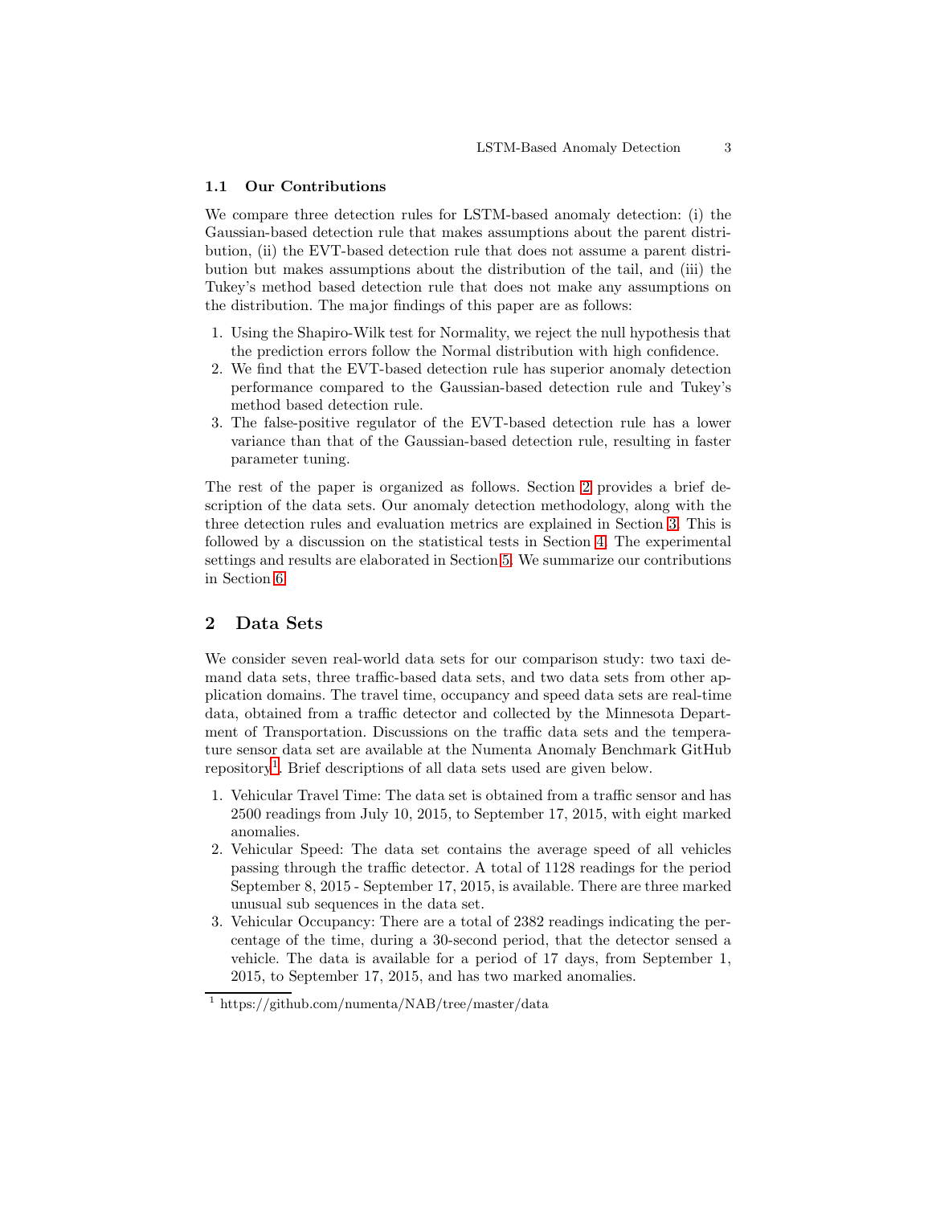### 1.1 Our Contributions

We compare three detection rules for LSTM-based anomaly detection: (i) the Gaussian-based detection rule that makes assumptions about the parent distribution, (ii) the EVT-based detection rule that does not assume a parent distribution but makes assumptions about the distribution of the tail, and (iii) the Tukey's method based detection rule that does not make any assumptions on the distribution. The major findings of this paper are as follows:

1. Using the Shapiro-Wilk test for Normality, we reject the null hypothesis that the prediction errors follow the Normal distribution with high confidence.
2. We find that the EVT-based detection rule has superior anomaly detection performance compared to the Gaussian-based detection rule and Tukey's method based detection rule.
3. The false-positive regulator of the EVT-based detection rule has a lower variance than that of the Gaussian-based detection rule, resulting in faster parameter tuning.

The rest of the paper is organized as follows. Section 2 provides a brief description of the data sets. Our anomaly detection methodology, along with the three detection rules and evaluation metrics are explained in Section 3. This is followed by a discussion on the statistical tests in Section 4. The experimental settings and results are elaborated in Section 5. We summarize our contributions in Section 6.

## 2 Data Sets

We consider seven real-world data sets for our comparison study: two taxi demand data sets, three traffic-based data sets, and two data sets from other application domains. The travel time, occupancy and speed data sets are real-time data, obtained from a traffic detector and collected by the Minnesota Department of Transportation. Discussions on the traffic data sets and the temperature sensor data set are available at the Numenta Anomaly Benchmark GitHub repository[1]. Brief descriptions of all data sets used are given below.

1. Vehicular Travel Time: The data set is obtained from a traffic sensor and has 2500 readings from July 10, 2015, to September 17, 2015, with eight marked anomalies.
2. Vehicular Speed: The data set contains the average speed of all vehicles passing through the traffic detector. A total of 1128 readings for the period September 8, 2015 - September 17, 2015, is available. There are three marked unusual sub sequences in the data set.
3. Vehicular Occupancy: There are a total of 2382 readings indicating the percentage of the time, during a 30-second period, that the detector sensed a vehicle. The data is available for a period of 17 days, from September 1, 2015, to September 17, 2015, and has two marked anomalies.

[1] https://github.com/numenta/NAB/tree/master/data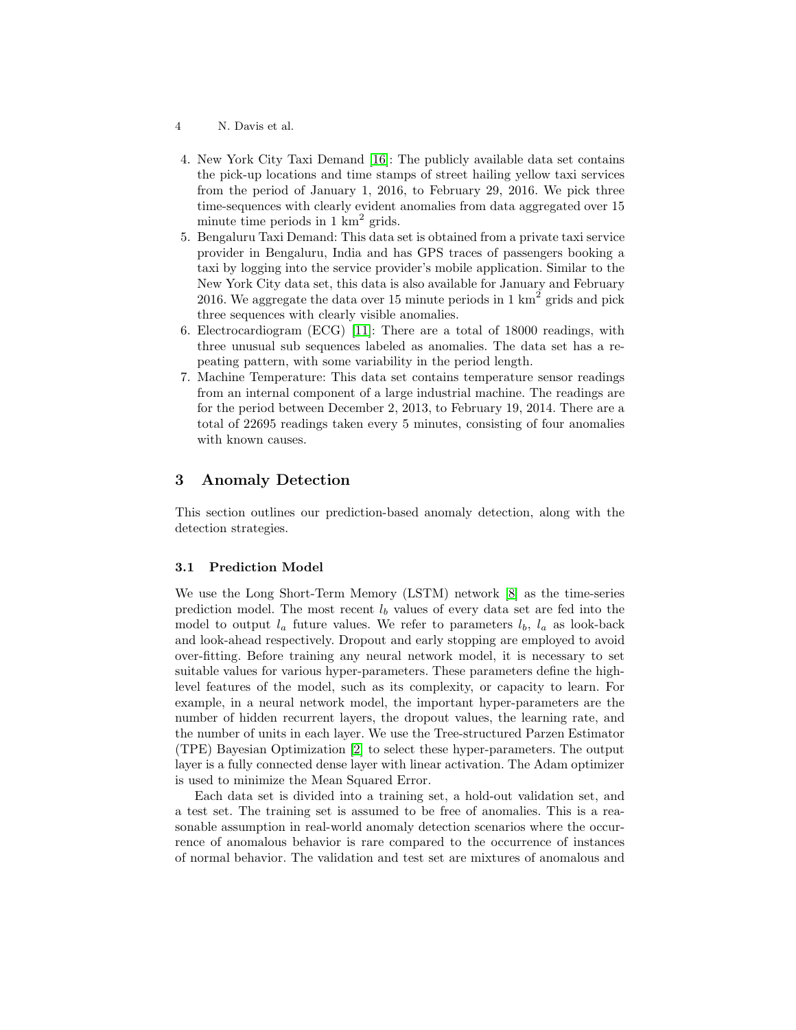4. New York City Taxi Demand [16]: The publicly available data set contains the pick-up locations and time stamps of street hailing yellow taxi services from the period of January 1, 2016, to February 29, 2016. We pick three time-sequences with clearly evident anomalies from data aggregated over 15 minute time periods in 1 $km^2$ grids.
5. Bengaluru Taxi Demand: This data set is obtained from a private taxi service provider in Bengaluru, India and has GPS traces of passengers booking a taxi by logging into the service provider's mobile application. Similar to the New York City data set, this data is also available for January and February 2016. We aggregate the data over 15 minute periods in 1 $km^2$ grids and pick three sequences with clearly visible anomalies.
6. Electrocardiogram (ECG) [11]: There are a total of 18000 readings, with three unusual sub sequences labeled as anomalies. The data set has a repeating pattern, with some variability in the period length.
7. Machine Temperature: This data set contains temperature sensor readings from an internal component of a large industrial machine. The readings are for the period between December 2, 2013, to February 19, 2014. There are a total of 22695 readings taken every 5 minutes, consisting of four anomalies with known causes.

## 3 Anomaly Detection

This section outlines our prediction-based anomaly detection, along with the detection strategies.

### 3.1 Prediction Model

We use the Long Short-Term Memory (LSTM) network [8] as the time-series prediction model. The most recent $l_b$ values of every data set are fed into the model to output $l_a$ future values. We refer to parameters $l_b$, $l_a$ as look-back and look-ahead respectively. Dropout and early stopping are employed to avoid over-fitting. Before training any neural network model, it is necessary to set suitable values for various hyper-parameters. These parameters define the high-level features of the model, such as its complexity, or capacity to learn. For example, in a neural network model, the important hyper-parameters are the number of hidden recurrent layers, the dropout values, the learning rate, and the number of units in each layer. We use the Tree-structured Parzen Estimator (TPE) Bayesian Optimization [2] to select these hyper-parameters. The output layer is a fully connected dense layer with linear activation. The Adam optimizer is used to minimize the Mean Squared Error.

Each data set is divided into a training set, a hold-out validation set, and a test set. The training set is assumed to be free of anomalies. This is a reasonable assumption in real-world anomaly detection scenarios where the occurrence of anomalous behavior is rare compared to the occurrence of instances of normal behavior. The validation and test set are mixtures of anomalous and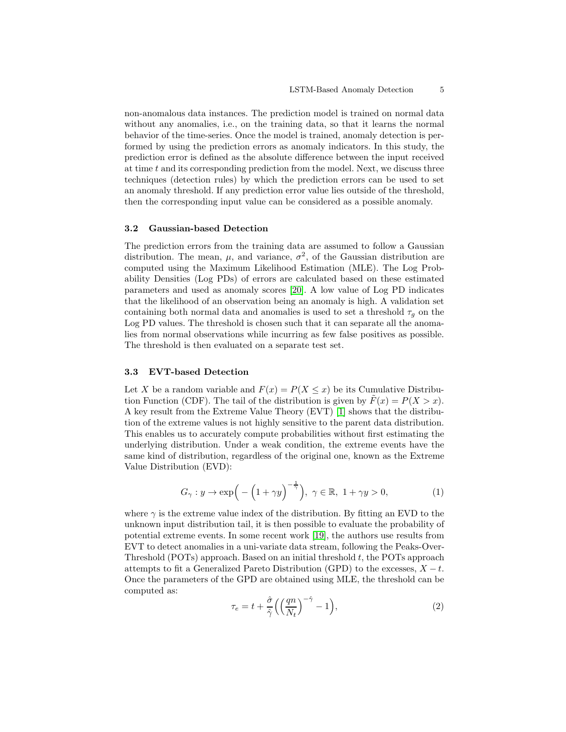non-anomalous data instances. The prediction model is trained on normal data without any anomalies, i.e., on the training data, so that it learns the normal behavior of the time-series. Once the model is trained, anomaly detection is performed by using the prediction errors as anomaly indicators. In this study, the prediction error is defined as the absolute difference between the input received at time $t$ and its corresponding prediction from the model. Next, we discuss three techniques (detection rules) by which the prediction errors can be used to set an anomaly threshold. If any prediction error value lies outside of the threshold, then the corresponding input value can be considered as a possible anomaly.

### 3.2 Gaussian-based Detection

The prediction errors from the training data are assumed to follow a Gaussian distribution. The mean, $\mu$, and variance, $\sigma^2$, of the Gaussian distribution are computed using the Maximum Likelihood Estimation (MLE). The Log Probability Densities (Log PDs) of errors are calculated based on these estimated parameters and used as anomaly scores [20]. A low value of Log PD indicates that the likelihood of an observation being an anomaly is high. A validation set containing both normal data and anomalies is used to set a threshold $\tau_g$ on the Log PD values. The threshold is chosen such that it can separate all the anomalies from normal observations while incurring as few false positives as possible. The threshold is then evaluated on a separate test set.

### 3.3 EVT-based Detection

Let $X$ be a random variable and $F(x) = P(X \leq x)$ be its Cumulative Distribution Function (CDF). The tail of the distribution is given by $\tilde{F}(x) = P(X > x)$. A key result from the Extreme Value Theory (EVT) [1] shows that the distribution of the extreme values is not highly sensitive to the parent data distribution. This enables us to accurately compute probabilities without first estimating the underlying distribution. Under a weak condition, the extreme events have the same kind of distribution, regardless of the original one, known as the Extreme Value Distribution (EVD):

$$G_\gamma : y \to \exp\Big(-\Big(1 + \gamma y\Big)^{-\frac{1}{\gamma}}\Big),\ \gamma \in \mathbb{R},\ 1 + \gamma y > 0, \tag{1}$$

where $\gamma$ is the extreme value index of the distribution. By fitting an EVD to the unknown input distribution tail, it is then possible to evaluate the probability of potential extreme events. In some recent work [19], the authors use results from EVT to detect anomalies in a uni-variate data stream, following the Peaks-Over-Threshold (POTs) approach. Based on an initial threshold $t$, the POTs approach attempts to fit a Generalized Pareto Distribution (GPD) to the excesses, $X - t$. Once the parameters of the GPD are obtained using MLE, the threshold can be computed as:

$$\tau_e = t + \frac{\hat{\sigma}}{\hat{\gamma}}\Big(\Big(\frac{qn}{N_t}\Big)^{-\hat{\gamma}} - 1\Big), \tag{2}$$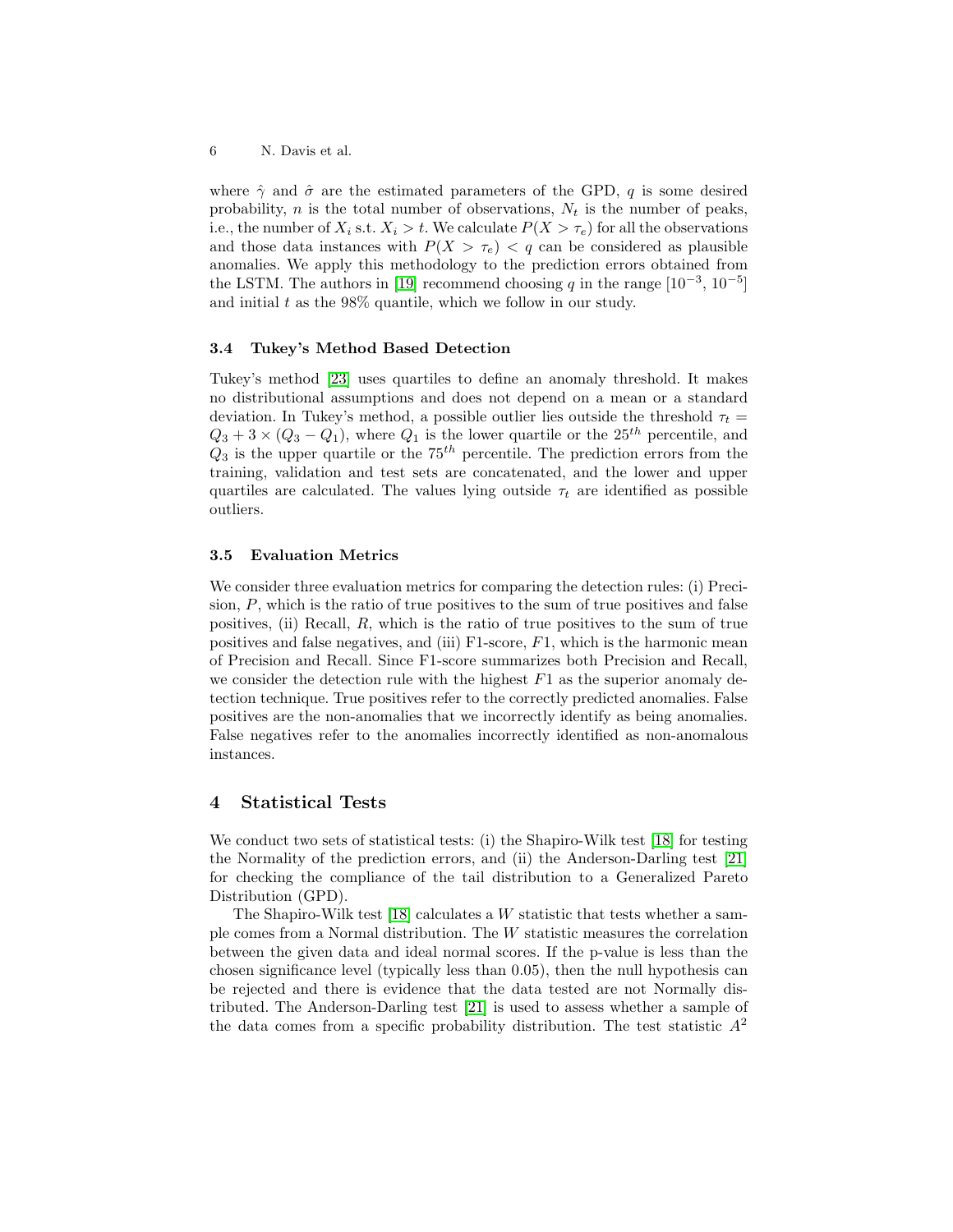where $\hat{\gamma}$ and $\hat{\sigma}$ are the estimated parameters of the GPD, $q$ is some desired probability, $n$ is the total number of observations, $N_t$ is the number of peaks, i.e., the number of $X_i$ s.t. $X_i > t$. We calculate $P(X > \tau_e)$ for all the observations and those data instances with $P(X > \tau_e) < q$ can be considered as plausible anomalies. We apply this methodology to the prediction errors obtained from the LSTM. The authors in [19] recommend choosing $q$ in the range $[10^{-3}, 10^{-5}]$ and initial $t$ as the 98% quantile, which we follow in our study.

### 3.4 Tukey's Method Based Detection

Tukey's method [23] uses quartiles to define an anomaly threshold. It makes no distributional assumptions and does not depend on a mean or a standard deviation. In Tukey's method, a possible outlier lies outside the threshold $\tau_t = Q_3 + 3 \times (Q_3 - Q_1)$, where $Q_1$ is the lower quartile or the $25^{th}$ percentile, and $Q_3$ is the upper quartile or the $75^{th}$ percentile. The prediction errors from the training, validation and test sets are concatenated, and the lower and upper quartiles are calculated. The values lying outside $\tau_t$ are identified as possible outliers.

### 3.5 Evaluation Metrics

We consider three evaluation metrics for comparing the detection rules: (i) Precision, $P$, which is the ratio of true positives to the sum of true positives and false positives, (ii) Recall, $R$, which is the ratio of true positives to the sum of true positives and false negatives, and (iii) F1-score, $F1$, which is the harmonic mean of Precision and Recall. Since F1-score summarizes both Precision and Recall, we consider the detection rule with the highest $F1$ as the superior anomaly detection technique. True positives refer to the correctly predicted anomalies. False positives are the non-anomalies that we incorrectly identify as being anomalies. False negatives refer to the anomalies incorrectly identified as non-anomalous instances.

## 4 Statistical Tests

We conduct two sets of statistical tests: (i) the Shapiro-Wilk test [18] for testing the Normality of the prediction errors, and (ii) the Anderson-Darling test [21] for checking the compliance of the tail distribution to a Generalized Pareto Distribution (GPD).

The Shapiro-Wilk test [18] calculates a $W$ statistic that tests whether a sample comes from a Normal distribution. The $W$ statistic measures the correlation between the given data and ideal normal scores. If the p-value is less than the chosen significance level (typically less than 0.05), then the null hypothesis can be rejected and there is evidence that the data tested are not Normally distributed. The Anderson-Darling test [21] is used to assess whether a sample of the data comes from a specific probability distribution. The test statistic $A^2$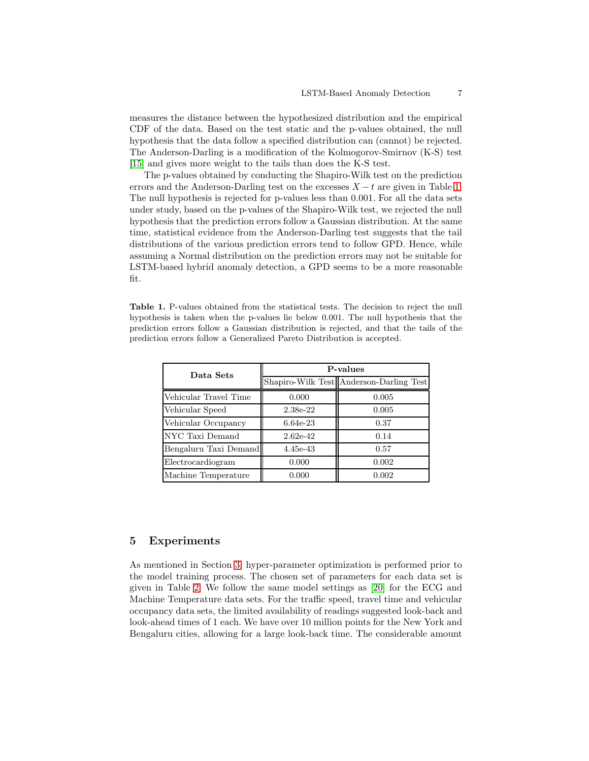measures the distance between the hypothesized distribution and the empirical CDF of the data. Based on the test static and the p-values obtained, the null hypothesis that the data follow a specified distribution can (cannot) be rejected. The Anderson-Darling is a modification of the Kolmogorov-Smirnov (K-S) test [15] and gives more weight to the tails than does the K-S test.

The p-values obtained by conducting the Shapiro-Wilk test on the prediction errors and the Anderson-Darling test on the excesses $X - t$ are given in Table 1. The null hypothesis is rejected for p-values less than 0.001. For all the data sets under study, based on the p-values of the Shapiro-Wilk test, we rejected the null hypothesis that the prediction errors follow a Gaussian distribution. At the same time, statistical evidence from the Anderson-Darling test suggests that the tail distributions of the various prediction errors tend to follow GPD. Hence, while assuming a Normal distribution on the prediction errors may not be suitable for LSTM-based hybrid anomaly detection, a GPD seems to be a more reasonable fit.

**Table 1.** P-values obtained from the statistical tests. The decision to reject the null hypothesis is taken when the p-values lie below 0.001. The null hypothesis that the prediction errors follow a Gaussian distribution is rejected, and that the tails of the prediction errors follow a Generalized Pareto Distribution is accepted.

| Data Sets | P-values | |
|---|---|---|
| | Shapiro-Wilk Test | Anderson-Darling Test |
| Vehicular Travel Time | 0.000 | 0.005 |
| Vehicular Speed | 2.38e-22 | 0.005 |
| Vehicular Occupancy | 6.64e-23 | 0.37 |
| NYC Taxi Demand | 2.62e-42 | 0.14 |
| Bengaluru Taxi Demand | 4.45e-43 | 0.57 |
| Electrocardiogram | 0.000 | 0.002 |
| Machine Temperature | 0.000 | 0.002 |

## 5 Experiments

As mentioned in Section 3, hyper-parameter optimization is performed prior to the model training process. The chosen set of parameters for each data set is given in Table 2. We follow the same model settings as [20] for the ECG and Machine Temperature data sets. For the traffic speed, travel time and vehicular occupancy data sets, the limited availability of readings suggested look-back and look-ahead times of 1 each. We have over 10 million points for the New York and Bengaluru cities, allowing for a large look-back time. The considerable amount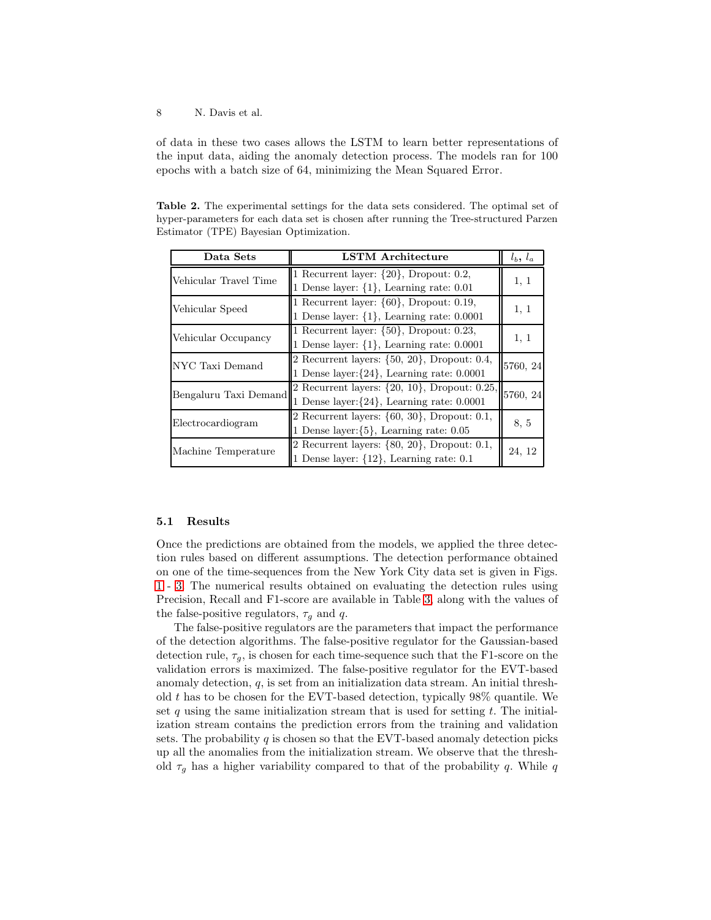of data in these two cases allows the LSTM to learn better representations of the input data, aiding the anomaly detection process. The models ran for 100 epochs with a batch size of 64, minimizing the Mean Squared Error.

**Table 2.** The experimental settings for the data sets considered. The optimal set of hyper-parameters for each data set is chosen after running the Tree-structured Parzen Estimator (TPE) Bayesian Optimization.

| Data Sets | LSTM Architecture | $l_b$, $l_a$ |
|---|---|---|
| Vehicular Travel Time | 1 Recurrent layer: {20}, Dropout: 0.2, 1 Dense layer: {1}, Learning rate: 0.01 | 1, 1 |
| Vehicular Speed | 1 Recurrent layer: {60}, Dropout: 0.19, 1 Dense layer: {1}, Learning rate: 0.0001 | 1, 1 |
| Vehicular Occupancy | 1 Recurrent layer: {50}, Dropout: 0.23, 1 Dense layer: {1}, Learning rate: 0.0001 | 1, 1 |
| NYC Taxi Demand | 2 Recurrent layers: {50, 20}, Dropout: 0.4, 1 Dense layer:{24}, Learning rate: 0.0001 | 5760, 24 |
| Bengaluru Taxi Demand | 2 Recurrent layers: {20, 10}, Dropout: 0.25, 1 Dense layer:{24}, Learning rate: 0.0001 | 5760, 24 |
| Electrocardiogram | 2 Recurrent layers: {60, 30}, Dropout: 0.1, 1 Dense layer:{5}, Learning rate: 0.05 | 8, 5 |
| Machine Temperature | 2 Recurrent layers: {80, 20}, Dropout: 0.1, 1 Dense layer: {12}, Learning rate: 0.1 | 24, 12 |

### 5.1 Results

Once the predictions are obtained from the models, we applied the three detection rules based on different assumptions. The detection performance obtained on one of the time-sequences from the New York City data set is given in Figs. 1 - 3. The numerical results obtained on evaluating the detection rules using Precision, Recall and F1-score are available in Table 3, along with the values of the false-positive regulators, $\tau_g$ and $q$.

The false-positive regulators are the parameters that impact the performance of the detection algorithms. The false-positive regulator for the Gaussian-based detection rule, $\tau_g$, is chosen for each time-sequence such that the F1-score on the validation errors is maximized. The false-positive regulator for the EVT-based anomaly detection, $q$, is set from an initialization data stream. An initial threshold $t$ has to be chosen for the EVT-based detection, typically 98% quantile. We set $q$ using the same initialization stream that is used for setting $t$. The initialization stream contains the prediction errors from the training and validation sets. The probability $q$ is chosen so that the EVT-based anomaly detection picks up all the anomalies from the initialization stream. We observe that the threshold $\tau_g$ has a higher variability compared to that of the probability $q$. While $q$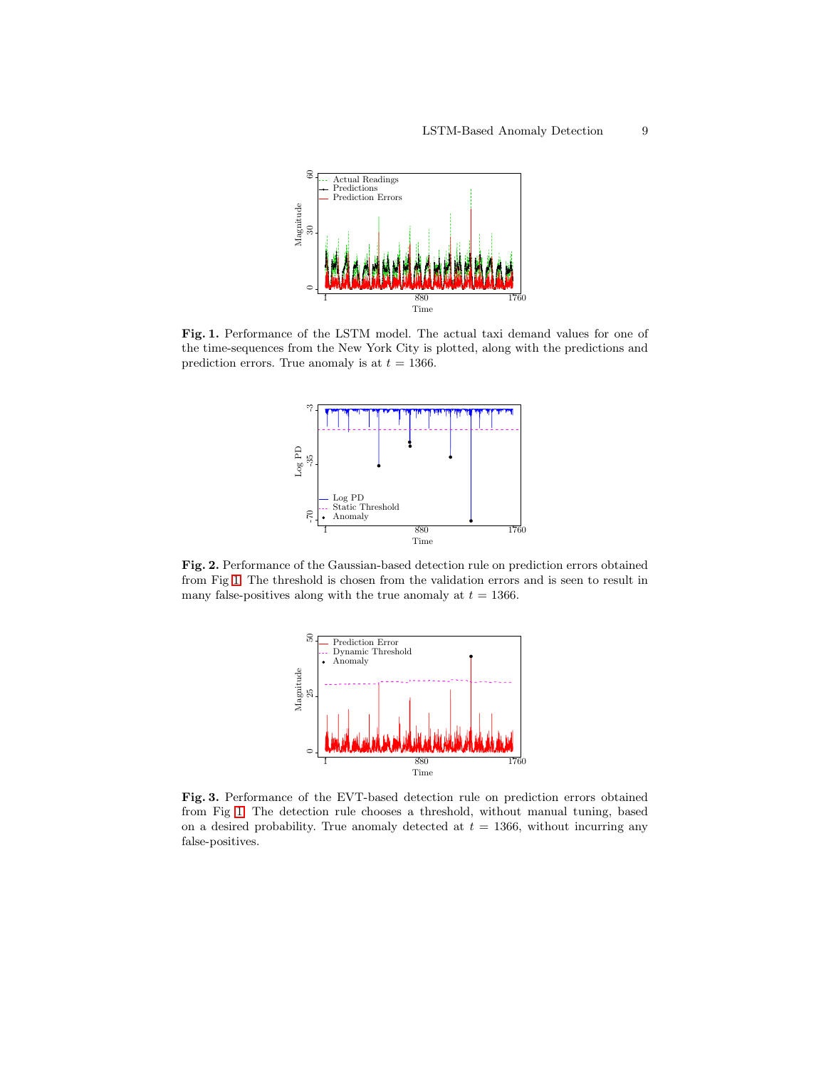**Fig. 1.** Performance of the LSTM model. The actual taxi demand values for one of the time-sequences from the New York City is plotted, along with the predictions and prediction errors. True anomaly is at $t = 1366$.

**Fig. 2.** Performance of the Gaussian-based detection rule on prediction errors obtained from Fig 1. The threshold is chosen from the validation errors and is seen to result in many false-positives along with the true anomaly at $t = 1366$.

**Fig. 3.** Performance of the EVT-based detection rule on prediction errors obtained from Fig 1. The detection rule chooses a threshold, without manual tuning, based on a desired probability. True anomaly detected at $t = 1366$, without incurring any false-positives.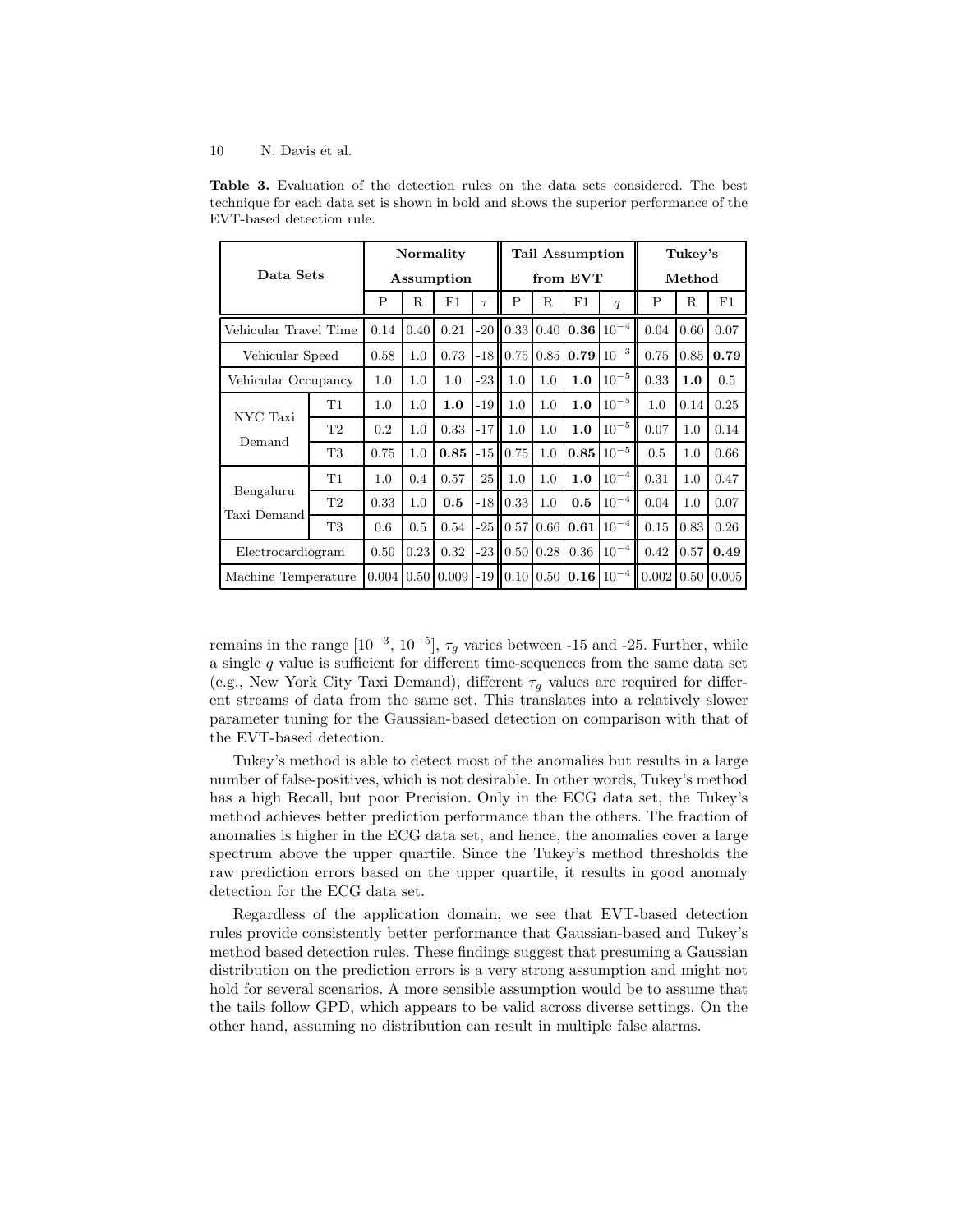**Table 3.** Evaluation of the detection rules on the data sets considered. The best technique for each data set is shown in bold and shows the superior performance of the EVT-based detection rule.

| Data Sets | | Normality Assumption | | | | Tail Assumption from EVT | | | | Tukey's Method | | |
|---|---|---|---|---|---|---|---|---|---|---|---|---|
| | | P | R | F1 | $\tau$ | P | R | F1 | $q$ | P | R | F1 |
| Vehicular Travel Time | | 0.14 | 0.40 | 0.21 | -20 | 0.33 | 0.40 | **0.36** | $10^{-4}$ | 0.04 | 0.60 | 0.07 |
| Vehicular Speed | | 0.58 | 1.0 | 0.73 | -18 | 0.75 | 0.85 | **0.79** | $10^{-3}$ | 0.75 | 0.85 | **0.79** |
| Vehicular Occupancy | | 1.0 | 1.0 | 1.0 | -23 | 1.0 | 1.0 | **1.0** | $10^{-5}$ | 0.33 | **1.0** | 0.5 |
| NYC Taxi Demand | T1 | 1.0 | 1.0 | **1.0** | -19 | 1.0 | 1.0 | **1.0** | $10^{-5}$ | 1.0 | 0.14 | 0.25 |
| | T2 | 0.2 | 1.0 | 0.33 | -17 | 1.0 | 1.0 | **1.0** | $10^{-5}$ | 0.07 | 1.0 | 0.14 |
| | T3 | 0.75 | 1.0 | **0.85** | -15 | 0.75 | 1.0 | **0.85** | $10^{-5}$ | 0.5 | 1.0 | 0.66 |
| Bengaluru Taxi Demand | T1 | 1.0 | 0.4 | 0.57 | -25 | 1.0 | 1.0 | **1.0** | $10^{-4}$ | 0.31 | 1.0 | 0.47 |
| | T2 | 0.33 | 1.0 | **0.5** | -18 | 0.33 | 1.0 | **0.5** | $10^{-4}$ | 0.04 | 1.0 | 0.07 |
| | T3 | 0.6 | 0.5 | 0.54 | -25 | 0.57 | 0.66 | **0.61** | $10^{-4}$ | 0.15 | 0.83 | 0.26 |
| Electrocardiogram | | 0.50 | 0.23 | 0.32 | -23 | 0.50 | 0.28 | 0.36 | $10^{-4}$ | 0.42 | 0.57 | **0.49** |
| Machine Temperature | | 0.004 | 0.50 | 0.009 | -19 | 0.10 | 0.50 | **0.16** | $10^{-4}$ | 0.002 | 0.50 | 0.005 |

remains in the range $[10^{-3}, 10^{-5}]$, $\tau_g$ varies between -15 and -25. Further, while a single $q$ value is sufficient for different time-sequences from the same data set (e.g., New York City Taxi Demand), different $\tau_g$ values are required for different streams of data from the same set. This translates into a relatively slower parameter tuning for the Gaussian-based detection on comparison with that of the EVT-based detection.

Tukey's method is able to detect most of the anomalies but results in a large number of false-positives, which is not desirable. In other words, Tukey's method has a high Recall, but poor Precision. Only in the ECG data set, the Tukey's method achieves better prediction performance than the others. The fraction of anomalies is higher in the ECG data set, and hence, the anomalies cover a large spectrum above the upper quartile. Since the Tukey's method thresholds the raw prediction errors based on the upper quartile, it results in good anomaly detection for the ECG data set.

Regardless of the application domain, we see that EVT-based detection rules provide consistently better performance that Gaussian-based and Tukey's method based detection rules. These findings suggest that presuming a Gaussian distribution on the prediction errors is a very strong assumption and might not hold for several scenarios. A more sensible assumption would be to assume that the tails follow GPD, which appears to be valid across diverse settings. On the other hand, assuming no distribution can result in multiple false alarms.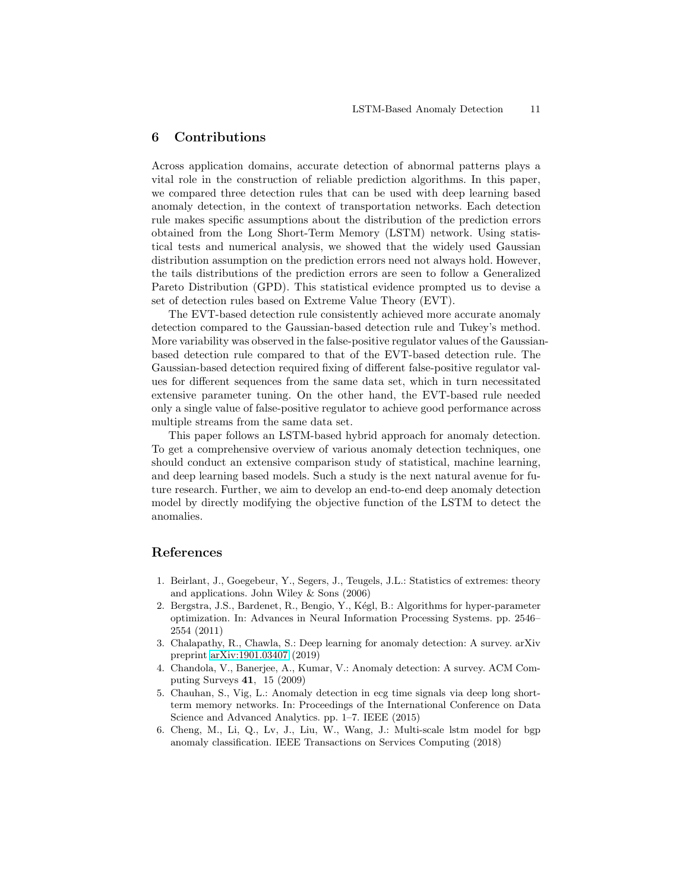## 6 Contributions

Across application domains, accurate detection of abnormal patterns plays a vital role in the construction of reliable prediction algorithms. In this paper, we compared three detection rules that can be used with deep learning based anomaly detection, in the context of transportation networks. Each detection rule makes specific assumptions about the distribution of the prediction errors obtained from the Long Short-Term Memory (LSTM) network. Using statistical tests and numerical analysis, we showed that the widely used Gaussian distribution assumption on the prediction errors need not always hold. However, the tails distributions of the prediction errors are seen to follow a Generalized Pareto Distribution (GPD). This statistical evidence prompted us to devise a set of detection rules based on Extreme Value Theory (EVT).

The EVT-based detection rule consistently achieved more accurate anomaly detection compared to the Gaussian-based detection rule and Tukey's method. More variability was observed in the false-positive regulator values of the Gaussian-based detection rule compared to that of the EVT-based detection rule. The Gaussian-based detection required fixing of different false-positive regulator values for different sequences from the same data set, which in turn necessitated extensive parameter tuning. On the other hand, the EVT-based rule needed only a single value of false-positive regulator to achieve good performance across multiple streams from the same data set.

This paper follows an LSTM-based hybrid approach for anomaly detection. To get a comprehensive overview of various anomaly detection techniques, one should conduct an extensive comparison study of statistical, machine learning, and deep learning based models. Such a study is the next natural avenue for future research. Further, we aim to develop an end-to-end deep anomaly detection model by directly modifying the objective function of the LSTM to detect the anomalies.

## References

1. Beirlant, J., Goegebeur, Y., Segers, J., Teugels, J.L.: Statistics of extremes: theory and applications. John Wiley & Sons (2006)
2. Bergstra, J.S., Bardenet, R., Bengio, Y., Kégl, B.: Algorithms for hyper-parameter optimization. In: Advances in Neural Information Processing Systems. pp. 2546–2554 (2011)
3. Chalapathy, R., Chawla, S.: Deep learning for anomaly detection: A survey. arXiv preprint arXiv:1901.03407 (2019)
4. Chandola, V., Banerjee, A., Kumar, V.: Anomaly detection: A survey. ACM Computing Surveys **41**, 15 (2009)
5. Chauhan, S., Vig, L.: Anomaly detection in ecg time signals via deep long short-term memory networks. In: Proceedings of the International Conference on Data Science and Advanced Analytics. pp. 1–7. IEEE (2015)
6. Cheng, M., Li, Q., Lv, J., Liu, W., Wang, J.: Multi-scale lstm model for bgp anomaly classification. IEEE Transactions on Services Computing (2018)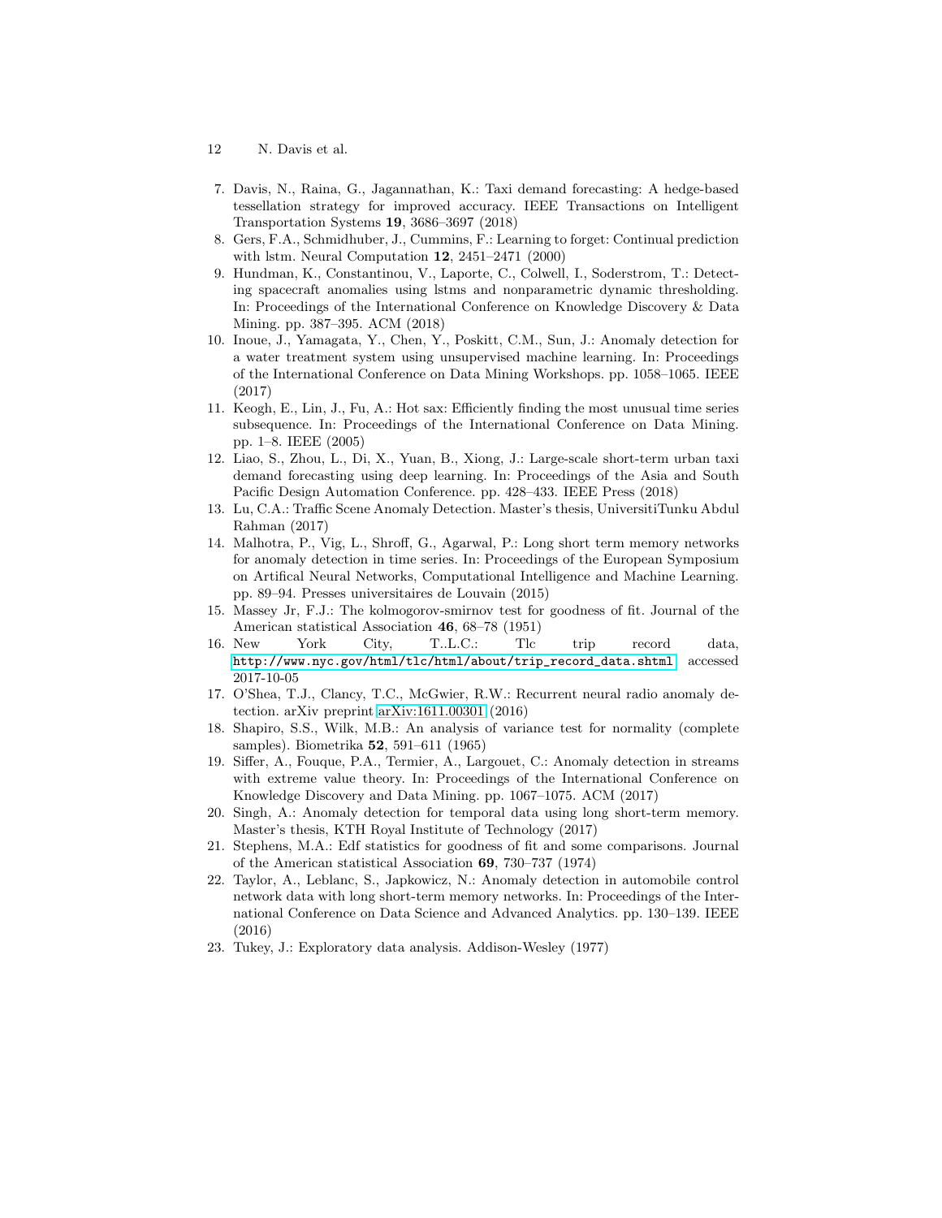7. Davis, N., Raina, G., Jagannathan, K.: Taxi demand forecasting: A hedge-based tessellation strategy for improved accuracy. IEEE Transactions on Intelligent Transportation Systems **19**, 3686–3697 (2018)
8. Gers, F.A., Schmidhuber, J., Cummins, F.: Learning to forget: Continual prediction with lstm. Neural Computation **12**, 2451–2471 (2000)
9. Hundman, K., Constantinou, V., Laporte, C., Colwell, I., Soderstrom, T.: Detecting spacecraft anomalies using lstms and nonparametric dynamic thresholding. In: Proceedings of the International Conference on Knowledge Discovery & Data Mining. pp. 387–395. ACM (2018)
10. Inoue, J., Yamagata, Y., Chen, Y., Poskitt, C.M., Sun, J.: Anomaly detection for a water treatment system using unsupervised machine learning. In: Proceedings of the International Conference on Data Mining Workshops. pp. 1058–1065. IEEE (2017)
11. Keogh, E., Lin, J., Fu, A.: Hot sax: Efficiently finding the most unusual time series subsequence. In: Proceedings of the International Conference on Data Mining. pp. 1–8. IEEE (2005)
12. Liao, S., Zhou, L., Di, X., Yuan, B., Xiong, J.: Large-scale short-term urban taxi demand forecasting using deep learning. In: Proceedings of the Asia and South Pacific Design Automation Conference. pp. 428–433. IEEE Press (2018)
13. Lu, C.A.: Traffic Scene Anomaly Detection. Master's thesis, UniversitiTunku Abdul Rahman (2017)
14. Malhotra, P., Vig, L., Shroff, G., Agarwal, P.: Long short term memory networks for anomaly detection in time series. In: Proceedings of the European Symposium on Artifical Neural Networks, Computational Intelligence and Machine Learning. pp. 89–94. Presses universitaires de Louvain (2015)
15. Massey Jr, F.J.: The kolmogorov-smirnov test for goodness of fit. Journal of the American statistical Association **46**, 68–78 (1951)
16. New York City, T..L.C.: Tlc trip record data, http://www.nyc.gov/html/tlc/html/about/trip_record_data.shtml, accessed 2017-10-05
17. O'Shea, T.J., Clancy, T.C., McGwier, R.W.: Recurrent neural radio anomaly detection. arXiv preprint arXiv:1611.00301 (2016)
18. Shapiro, S.S., Wilk, M.B.: An analysis of variance test for normality (complete samples). Biometrika **52**, 591–611 (1965)
19. Siffer, A., Fouque, P.A., Termier, A., Largouet, C.: Anomaly detection in streams with extreme value theory. In: Proceedings of the International Conference on Knowledge Discovery and Data Mining. pp. 1067–1075. ACM (2017)
20. Singh, A.: Anomaly detection for temporal data using long short-term memory. Master's thesis, KTH Royal Institute of Technology (2017)
21. Stephens, M.A.: Edf statistics for goodness of fit and some comparisons. Journal of the American statistical Association **69**, 730–737 (1974)
22. Taylor, A., Leblanc, S., Japkowicz, N.: Anomaly detection in automobile control network data with long short-term memory networks. In: Proceedings of the International Conference on Data Science and Advanced Analytics. pp. 130–139. IEEE (2016)
23. Tukey, J.: Exploratory data analysis. Addison-Wesley (1977)